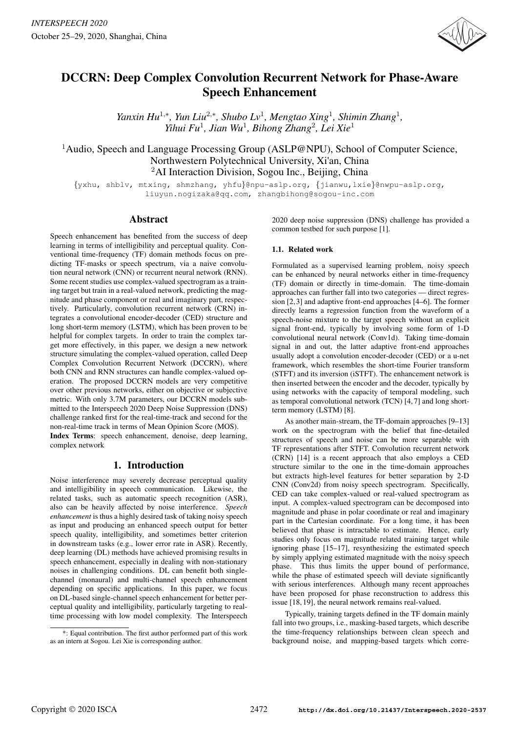# DCCRN: Deep Complex Convolution Recurrent Network for Phase-Aware Speech Enhancement

*Yanxin Hu*[1,*], *Yun Liu*[2,*], *Shubo Lv*[1], *Mengtao Xing*[1], *Shimin Zhang*[1], *Yihui Fu*[1], *Jian Wu*[1], *Bihong Zhang*[2], *Lei Xie*[1]

[1]Audio, Speech and Language Processing Group (ASLP@NPU), School of Computer Science, Northwestern Polytechnical University, Xi'an, China
[2]AI Interaction Division, Sogou Inc., Beijing, China

{yxhu, shblv, mtxing, shmzhang, yhfu}@npu-aslp.org, {jianwu,lxie}@nwpu-aslp.org, liuyun.nogizaka@qq.com, zhangbihong@sogou-inc.com

## Abstract

Speech enhancement has benefited from the success of deep learning in terms of intelligibility and perceptual quality. Conventional time-frequency (TF) domain methods focus on predicting TF-masks or speech spectrum, via a naive convolution neural network (CNN) or recurrent neural network (RNN). Some recent studies use complex-valued spectrogram as a training target but train in a real-valued network, predicting the magnitude and phase component or real and imaginary part, respectively. Particularly, convolution recurrent network (CRN) integrates a convolutional encoder-decoder (CED) structure and long short-term memory (LSTM), which has been proven to be helpful for complex targets. In order to train the complex target more effectively, in this paper, we design a new network structure simulating the complex-valued operation, called Deep Complex Convolution Recurrent Network (DCCRN), where both CNN and RNN structures can handle complex-valued operation. The proposed DCCRN models are very competitive over other previous networks, either on objective or subjective metric. With only 3.7M parameters, our DCCRN models submitted to the Interspeech 2020 Deep Noise Suppression (DNS) challenge ranked first for the real-time-track and second for the non-real-time track in terms of Mean Opinion Score (MOS).

**Index Terms**: speech enhancement, denoise, deep learning, complex network

## 1. Introduction

Noise interference may severely decrease perceptual quality and intelligibility in speech communication. Likewise, the related tasks, such as automatic speech recognition (ASR), also can be heavily affected by noise interference. *Speech enhancement* is thus a highly desired task of taking noisy speech as input and producing an enhanced speech output for better speech quality, intelligibility, and sometimes better criterion in downstream tasks (e.g., lower error rate in ASR). Recently, deep learning (DL) methods have achieved promising results in speech enhancement, especially in dealing with non-stationary noises in challenging conditions. DL can benefit both single-channel (monaural) and multi-channel speech enhancement depending on specific applications. In this paper, we focus on DL-based single-channel speech enhancement for better perceptual quality and intelligibility, particularly targeting to real-time processing with low model complexity. The Interspeech 2020 deep noise suppression (DNS) challenge has provided a common testbed for such purpose [1].

### 1.1. Related work

Formulated as a supervised learning problem, noisy speech can be enhanced by neural networks either in time-frequency (TF) domain or directly in time-domain. The time-domain approaches can further fall into two categories — direct regression [2,3] and adaptive front-end approaches [4–6]. The former directly learns a regression function from the waveform of a speech-noise mixture to the target speech without an explicit signal front-end, typically by involving some form of 1-D convolutional neural network (Conv1d). Taking time-domain signal in and out, the latter adaptive front-end approaches usually adopt a convolution encoder-decoder (CED) or a u-net framework, which resembles the short-time Fourier transform (STFT) and its inversion (iSTFT). The enhancement network is then inserted between the encoder and the decoder, typically by using networks with the capacity of temporal modeling, such as temporal convolutional network (TCN) [4,7] and long short-term memory (LSTM) [8].

As another main-stream, the TF-domain approaches [9–13] work on the spectrogram with the belief that fine-detailed structures of speech and noise can be more separable with TF representations after STFT. Convolution recurrent network (CRN) [14] is a recent approach that also employs a CED structure similar to the one in the time-domain approaches but extracts high-level features for better separation by 2-D CNN (Conv2d) from noisy speech spectrogram. Specifically, CED can take complex-valued or real-valued spectrogram as input. A complex-valued spectrogram can be decomposed into magnitude and phase in polar coordinate or real and imaginary part in the Cartesian coordinate. For a long time, it has been believed that phase is intractable to estimate. Hence, early studies only focus on magnitude related training target while ignoring phase [15–17], resynthesizing the estimated speech by simply applying estimated magnitude with the noisy speech phase. This thus limits the upper bound of performance, while the phase of estimated speech will deviate significantly with serious interferences. Although many recent approaches have been proposed for phase reconstruction to address this issue [18,19], the neural network remains real-valued.

Typically, training targets defined in the TF domain mainly fall into two groups, i.e., masking-based targets, which describe the time-frequency relationships between clean speech and background noise, and mapping-based targets which corre-

*: Equal contribution. The first author performed part of this work as an intern at Sogou. Lei Xie is corresponding author.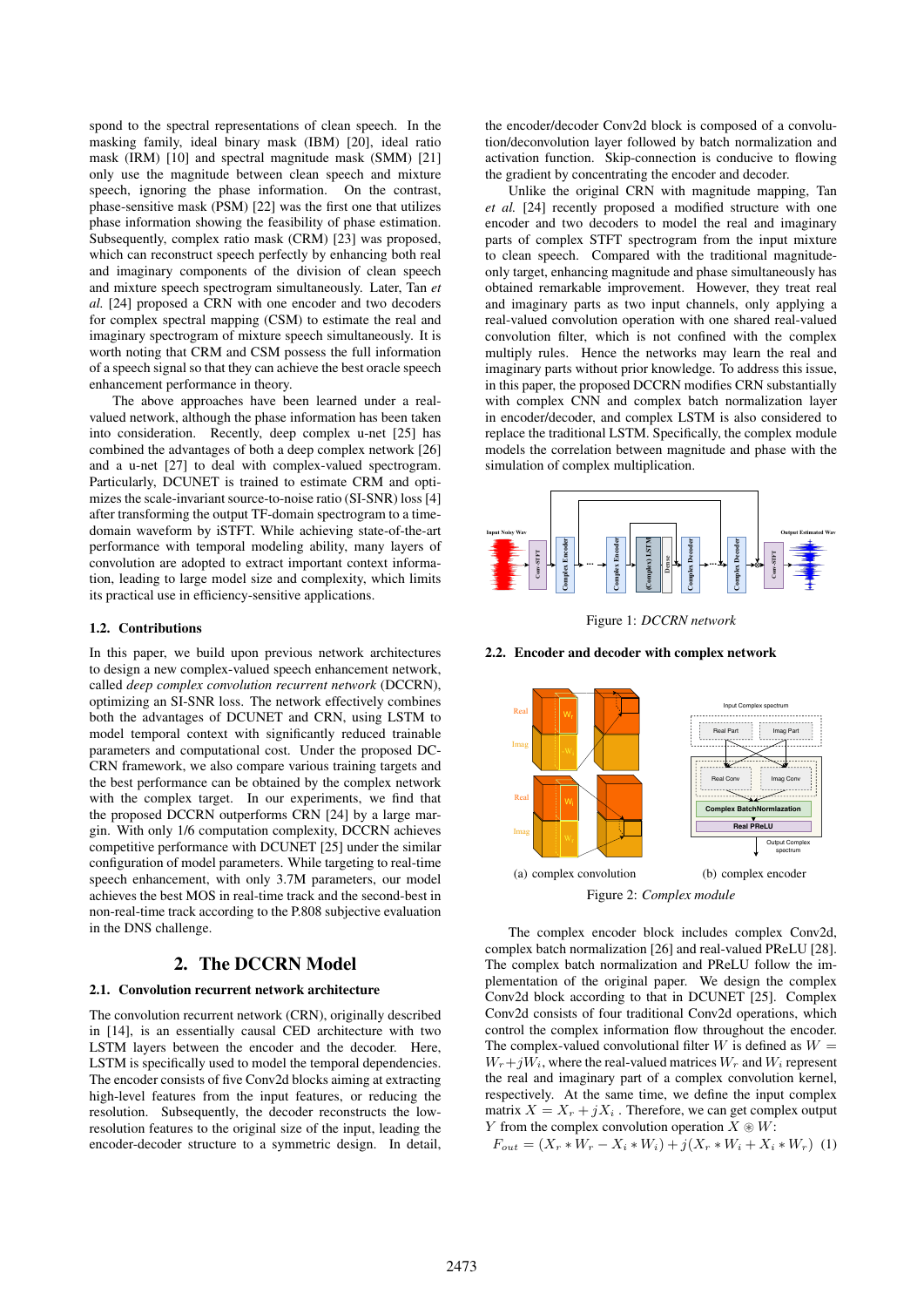spond to the spectral representations of clean speech. In the masking family, ideal binary mask (IBM) [20], ideal ratio mask (IRM) [10] and spectral magnitude mask (SMM) [21] only use the magnitude between clean speech and mixture speech, ignoring the phase information. On the contrast, phase-sensitive mask (PSM) [22] was the first one that utilizes phase information showing the feasibility of phase estimation. Subsequently, complex ratio mask (CRM) [23] was proposed, which can reconstruct speech perfectly by enhancing both real and imaginary components of the division of clean speech and mixture speech spectrogram simultaneously. Later, Tan *et al.* [24] proposed a CRN with one encoder and two decoders for complex spectral mapping (CSM) to estimate the real and imaginary spectrogram of mixture speech simultaneously. It is worth noting that CRM and CSM possess the full information of a speech signal so that they can achieve the best oracle speech enhancement performance in theory.

The above approaches have been learned under a real-valued network, although the phase information has been taken into consideration. Recently, deep complex u-net [25] has combined the advantages of both a deep complex network [26] and a u-net [27] to deal with complex-valued spectrogram. Particularly, DCUNET is trained to estimate CRM and optimizes the scale-invariant source-to-noise ratio (SI-SNR) loss [4] after transforming the output TF-domain spectrogram to a time-domain waveform by iSTFT. While achieving state-of-the-art performance with temporal modeling ability, many layers of convolution are adopted to extract important context information, leading to large model size and complexity, which limits its practical use in efficiency-sensitive applications.

### 1.2. Contributions

In this paper, we build upon previous network architectures to design a new complex-valued speech enhancement network, called *deep complex convolution recurrent network* (DCCRN), optimizing an SI-SNR loss. The network effectively combines both the advantages of DCUNET and CRN, using LSTM to model temporal context with significantly reduced trainable parameters and computational cost. Under the proposed DCCRN framework, we also compare various training targets and the best performance can be obtained by the complex network with the complex target. In our experiments, we find that the proposed DCCRN outperforms CRN [24] by a large margin. With only 1/6 computation complexity, DCCRN achieves competitive performance with DCUNET [25] under the similar configuration of model parameters. While targeting to real-time speech enhancement, with only 3.7M parameters, our model achieves the best MOS in real-time track and the second-best in non-real-time track according to the P.808 subjective evaluation in the DNS challenge.

## 2. The DCCRN Model

### 2.1. Convolution recurrent network architecture

The convolution recurrent network (CRN), originally described in [14], is an essentially causal CED architecture with two LSTM layers between the encoder and the decoder. Here, LSTM is specifically used to model the temporal dependencies. The encoder consists of five Conv2d blocks aiming at extracting high-level features from the input features, or reducing the resolution. Subsequently, the decoder reconstructs the low-resolution features to the original size of the input, leading the encoder-decoder structure to a symmetric design. In detail, the encoder/decoder Conv2d block is composed of a convolution/deconvolution layer followed by batch normalization and activation function. Skip-connection is conducive to flowing the gradient by concentrating the encoder and decoder.

Unlike the original CRN with magnitude mapping, Tan *et al.* [24] recently proposed a modified structure with one encoder and two decoders to model the real and imaginary parts of complex STFT spectrogram from the input mixture to clean speech. Compared with the traditional magnitude-only target, enhancing magnitude and phase simultaneously has obtained remarkable improvement. However, they treat real and imaginary parts as two input channels, only applying a real-valued convolution operation with one shared real-valued convolution filter, which is not confined with the complex multiply rules. Hence the networks may learn the real and imaginary parts without prior knowledge. To address this issue, in this paper, the proposed DCCRN modifies CRN substantially with complex CNN and complex batch normalization layer in encoder/decoder, and complex LSTM is also considered to replace the traditional LSTM. Specifically, the complex module models the correlation between magnitude and phase with the simulation of complex multiplication.

Figure 1: *DCCRN network*

### 2.2. Encoder and decoder with complex network

(a) complex convolution (b) complex encoder

Figure 2: *Complex module*

The complex encoder block includes complex Conv2d, complex batch normalization [26] and real-valued PReLU [28]. The complex batch normalization and PReLU follow the implementation of the original paper. We design the complex Conv2d block according to that in DCUNET [25]. Complex Conv2d consists of four traditional Conv2d operations, which control the complex information flow throughout the encoder. The complex-valued convolutional filter $W$ is defined as $W = W_r + jW_i$, where the real-valued matrices $W_r$ and $W_i$ represent the real and imaginary part of a complex convolution kernel, respectively. At the same time, we define the input complex matrix $X = X_r + jX_i$ . Therefore, we can get complex output $Y$ from the complex convolution operation $X \circledast W$:

$$F_{out} = (X_r * W_r - X_i * W_i) + j(X_r * W_i + X_i * W_r) \quad (1)$$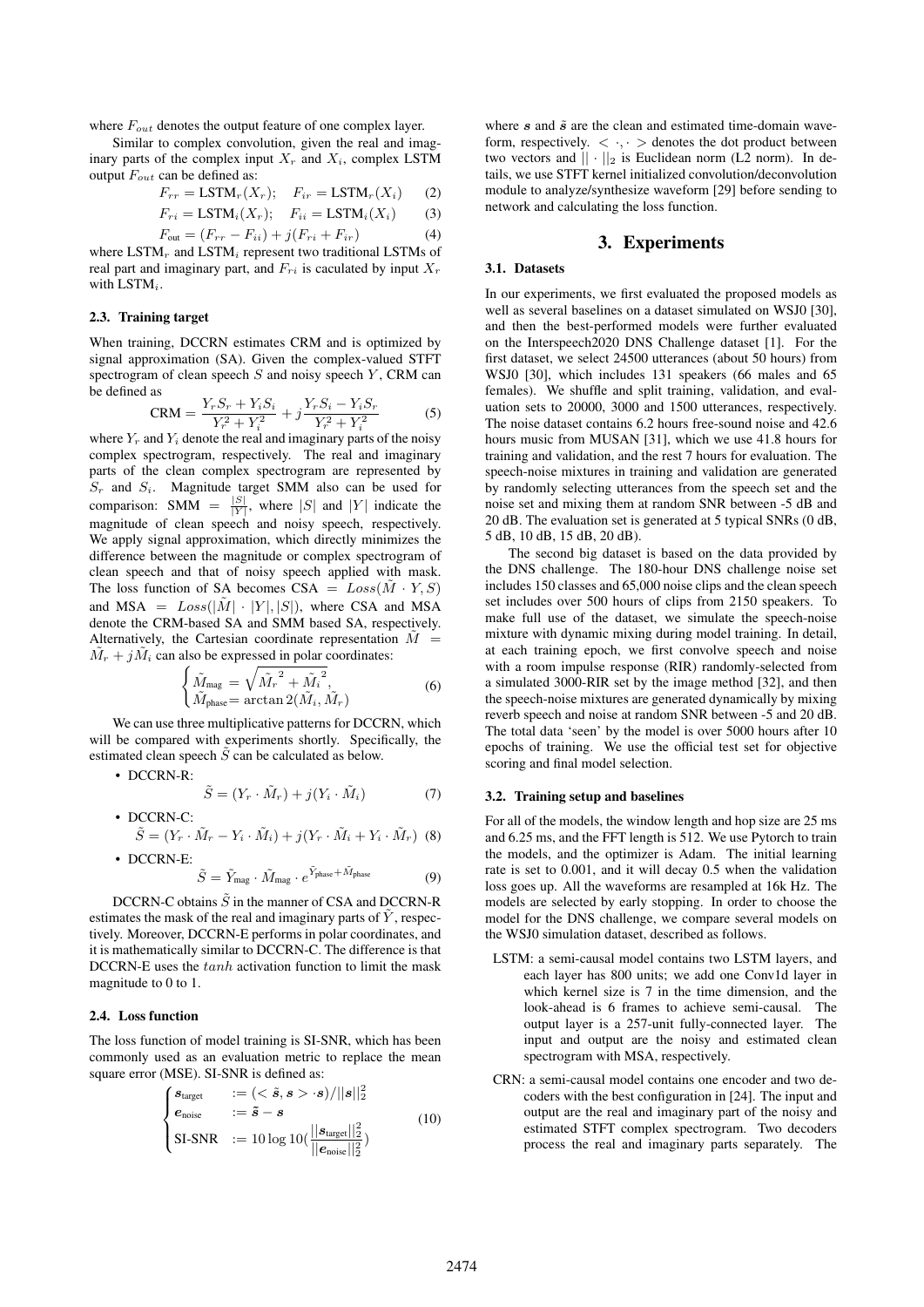where $F_{out}$ denotes the output feature of one complex layer.

Similar to complex convolution, given the real and imaginary parts of the complex input $X_r$ and $X_i$, complex LSTM output $F_{out}$ can be defined as:

$$F_{rr} = \text{LSTM}_r(X_r); \quad F_{ir} = \text{LSTM}_r(X_i) \tag{2}$$

$$F_{ri} = \text{LSTM}_i(X_r); \quad F_{ii} = \text{LSTM}_i(X_i) \tag{3}$$

$$F_{\text{out}} = (F_{rr} - F_{ii}) + j(F_{ri} + F_{ir}) \tag{4}$$

where $\text{LSTM}_r$ and $\text{LSTM}_i$ represent two traditional LSTMs of real part and imaginary part, and $F_{ri}$ is caculated by input $X_r$ with $\text{LSTM}_i$.

### 2.3. Training target

When training, DCCRN estimates CRM and is optimized by signal approximation (SA). Given the complex-valued STFT spectrogram of clean speech $S$ and noisy speech $Y$, CRM can be defined as

$$\text{CRM} = \frac{Y_r S_r + Y_i S_i}{Y_r^2 + Y_i^2} + j\frac{Y_r S_i - Y_i S_r}{Y_r^2 + Y_i^2} \tag{5}$$

where $Y_r$ and $Y_i$ denote the real and imaginary parts of the noisy complex spectrogram, respectively. The real and imaginary parts of the clean complex spectrogram are represented by $S_r$ and $S_i$. Magnitude target SMM also can be used for comparison: $\text{SMM} = \frac{|S|}{|Y|}$, where $|S|$ and $|Y|$ indicate the magnitude of clean speech and noisy speech, respectively. We apply signal approximation, which directly minimizes the difference between the magnitude or complex spectrogram of clean speech and that of noisy speech applied with mask. The loss function of SA becomes $\text{CSA} = Loss(\tilde{M} \cdot Y, S)$ and $\text{MSA} = Loss(|\tilde{M}| \cdot |Y|, |S|)$, where CSA and MSA denote the CRM-based SA and SMM based SA, respectively. Alternatively, the Cartesian coordinate representation $\tilde{M} = \tilde{M}_r + j\tilde{M}_i$ can also be expressed in polar coordinates:

$$\begin{cases} \tilde{M}_{\text{mag}} = \sqrt{\tilde{M}_r^{\,2} + \tilde{M}_i^{\,2}}, \\ \tilde{M}_{\text{phase}} = \arctan 2(\tilde{M}_i, \tilde{M}_r) \end{cases} \tag{6}$$

We can use three multiplicative patterns for DCCRN, which will be compared with experiments shortly. Specifically, the estimated clean speech $\tilde{S}$ can be calculated as below.

- DCCRN-R:

$$\tilde{S} = (Y_r \cdot \tilde{M}_r) + j(Y_i \cdot \tilde{M}_i) \tag{7}$$

- DCCRN-C:

$$\tilde{S} = (Y_r \cdot \tilde{M}_r - Y_i \cdot \tilde{M}_i) + j(Y_r \cdot \tilde{M}_i + Y_i \cdot \tilde{M}_r) \tag{8}$$

- DCCRN-E:

$$\tilde{S} = \tilde{Y}_{\text{mag}} \cdot \tilde{M}_{\text{mag}} \cdot e^{\tilde{Y}_{\text{phase}} + \tilde{M}_{\text{phase}}} \tag{9}$$

DCCRN-C obtains $\tilde{S}$ in the manner of CSA and DCCRN-R estimates the mask of the real and imaginary parts of $\tilde{Y}$, respectively. Moreover, DCCRN-E performs in polar coordinates, and it is mathematically similar to DCCRN-C. The difference is that DCCRN-E uses the $tanh$ activation function to limit the mask magnitude to 0 to 1.

### 2.4. Loss function

The loss function of model training is SI-SNR, which has been commonly used as an evaluation metric to replace the mean square error (MSE). SI-SNR is defined as:

$$\begin{cases} \boldsymbol{s}_{\text{target}} & := (<\tilde{\boldsymbol{s}}, \boldsymbol{s}> \cdot \boldsymbol{s})/||\boldsymbol{s}||_2^2 \\ \boldsymbol{e}_{\text{noise}} & := \tilde{\boldsymbol{s}} - \boldsymbol{s} \\ \text{SI-SNR} & := 10 \log 10(\frac{||\boldsymbol{s}_{\text{target}}||_2^2}{||\boldsymbol{e}_{\text{noise}}||_2^2}) \end{cases} \tag{10}$$

where $\boldsymbol{s}$ and $\tilde{\boldsymbol{s}}$ are the clean and estimated time-domain waveform, respectively. $<\cdot,\cdot>$ denotes the dot product between two vectors and $||\cdot||_2$ is Euclidean norm (L2 norm). In details, we use STFT kernel initialized convolution/deconvolution module to analyze/synthesize waveform [29] before sending to network and calculating the loss function.

## 3. Experiments

### 3.1. Datasets

In our experiments, we first evaluated the proposed models as well as several baselines on a dataset simulated on WSJ0 [30], and then the best-performed models were further evaluated on the Interspeech2020 DNS Challenge dataset [1]. For the first dataset, we select 24500 utterances (about 50 hours) from WSJ0 [30], which includes 131 speakers (66 males and 65 females). We shuffle and split training, validation, and evaluation sets to 20000, 3000 and 1500 utterances, respectively. The noise dataset contains 6.2 hours free-sound noise and 42.6 hours music from MUSAN [31], which we use 41.8 hours for training and validation, and the rest 7 hours for evaluation. The speech-noise mixtures in training and validation are generated by randomly selecting utterances from the speech set and the noise set and mixing them at random SNR between -5 dB and 20 dB. The evaluation set is generated at 5 typical SNRs (0 dB, 5 dB, 10 dB, 15 dB, 20 dB).

The second big dataset is based on the data provided by the DNS challenge. The 180-hour DNS challenge noise set includes 150 classes and 65,000 noise clips and the clean speech set includes over 500 hours of clips from 2150 speakers. To make full use of the dataset, we simulate the speech-noise mixture with dynamic mixing during model training. In detail, at each training epoch, we first convolve speech and noise with a room impulse response (RIR) randomly-selected from a simulated 3000-RIR set by the image method [32], and then the speech-noise mixtures are generated dynamically by mixing reverb speech and noise at random SNR between -5 and 20 dB. The total data 'seen' by the model is over 5000 hours after 10 epochs of training. We use the official test set for objective scoring and final model selection.

### 3.2. Training setup and baselines

For all of the models, the window length and hop size are 25 ms and 6.25 ms, and the FFT length is 512. We use Pytorch to train the models, and the optimizer is Adam. The initial learning rate is set to 0.001, and it will decay 0.5 when the validation loss goes up. All the waveforms are resampled at 16k Hz. The models are selected by early stopping. In order to choose the model for the DNS challenge, we compare several models on the WSJ0 simulation dataset, described as follows.

LSTM: a semi-causal model contains two LSTM layers, and each layer has 800 units; we add one Conv1d layer in which kernel size is 7 in the time dimension, and the look-ahead is 6 frames to achieve semi-causal. The output layer is a 257-unit fully-connected layer. The input and output are the noisy and estimated clean spectrogram with MSA, respectively.

CRN: a semi-causal model contains one encoder and two decoders with the best configuration in [24]. The input and output are the real and imaginary part of the noisy and estimated STFT complex spectrogram. Two decoders process the real and imaginary parts separately. The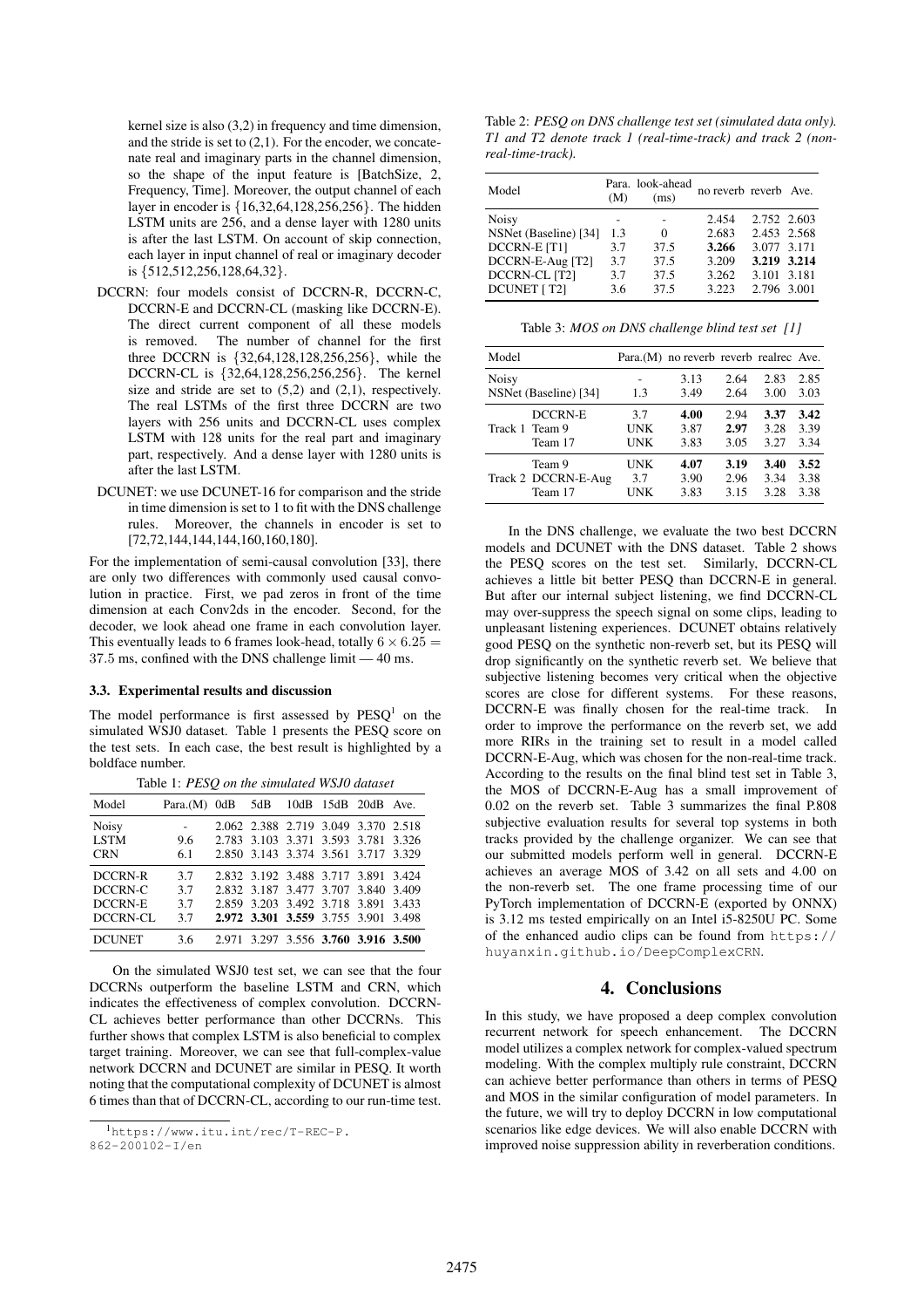kernel size is also (3,2) in frequency and time dimension, and the stride is set to (2,1). For the encoder, we concatenate real and imaginary parts in the channel dimension, so the shape of the input feature is [BatchSize, 2, Frequency, Time]. Moreover, the output channel of each layer in encoder is {16,32,64,128,256,256}. The hidden LSTM units are 256, and a dense layer with 1280 units is after the last LSTM. On account of skip connection, each layer in input channel of real or imaginary decoder is {512,512,256,128,64,32}.

- DCCRN: four models consist of DCCRN-R, DCCRN-C, DCCRN-E and DCCRN-CL (masking like DCCRN-E). The direct current component of all these models is removed. The number of channel for the first three DCCRN is {32,64,128,128,256,256}, while the DCCRN-CL is {32,64,128,256,256,256}. The kernel size and stride are set to (5,2) and (2,1), respectively. The real LSTMs of the first three DCCRN are two layers with 256 units and DCCRN-CL uses complex LSTM with 128 units for the real part and imaginary part, respectively. And a dense layer with 1280 units is after the last LSTM.
- DCUNET: we use DCUNET-16 for comparison and the stride in time dimension is set to 1 to fit with the DNS challenge rules. Moreover, the channels in encoder is set to [72,72,144,144,144,160,160,180].

For the implementation of semi-causal convolution [33], there are only two differences with commonly used causal convolution in practice. First, we pad zeros in front of the time dimension at each Conv2ds in the encoder. Second, for the decoder, we look ahead one frame in each convolution layer. This eventually leads to 6 frames look-head, totally $6 \times 6.25 = 37.5$ ms, confined with the DNS challenge limit — 40 ms.

### 3.3. Experimental results and discussion

The model performance is first assessed by PESQ[1] on the simulated WSJ0 dataset. Table 1 presents the PESQ score on the test sets. In each case, the best result is highlighted by a boldface number.

Table 1: *PESQ on the simulated WSJ0 dataset*

| Model | Para.(M) | 0dB | 5dB | 10dB | 15dB | 20dB | Ave. |
|---|---|---|---|---|---|---|---|
| Noisy | - | 2.062 | 2.388 | 2.719 | 3.049 | 3.370 | 2.518 |
| LSTM | 9.6 | 2.783 | 3.103 | 3.371 | 3.593 | 3.781 | 3.326 |
| CRN | 6.1 | 2.850 | 3.143 | 3.374 | 3.561 | 3.717 | 3.329 |
| DCCRN-R | 3.7 | 2.832 | 3.192 | 3.488 | 3.717 | 3.891 | 3.424 |
| DCCRN-C | 3.7 | 2.832 | 3.187 | 3.477 | 3.707 | 3.840 | 3.409 |
| DCCRN-E | 3.7 | 2.859 | 3.203 | 3.492 | 3.718 | 3.891 | 3.433 |
| DCCRN-CL | 3.7 | **2.972** | **3.301** | **3.559** | 3.755 | 3.901 | 3.498 |
| DCUNET | 3.6 | 2.971 | 3.297 | 3.556 | **3.760** | **3.916** | **3.500** |

On the simulated WSJ0 test set, we can see that the four DCCRNs outperform the baseline LSTM and CRN, which indicates the effectiveness of complex convolution. DCCRN-CL achieves better performance than other DCCRNs. This further shows that complex LSTM is also beneficial to complex target training. Moreover, we can see that full-complex-value network DCCRN and DCUNET are similar in PESQ. It worth noting that the computational complexity of DCUNET is almost 6 times than that of DCCRN-CL, according to our run-time test.

[1] https://www.itu.int/rec/T-REC-P.862-200102-I/en

Table 2: *PESQ on DNS challenge test set (simulated data only). T1 and T2 denote track 1 (real-time-track) and track 2 (non-real-time-track).*

| Model | Para. (M) | look-ahead (ms) | no reverb | reverb | Ave. |
|---|---|---|---|---|---|
| Noisy | - | - | 2.454 | 2.752 | 2.603 |
| NSNet (Baseline) [34] | 1.3 | 0 | 2.683 | 2.453 | 2.568 |
| DCCRN-E [T1] | 3.7 | 37.5 | **3.266** | 3.077 | 3.171 |
| DCCRN-E-Aug [T2] | 3.7 | 37.5 | 3.209 | **3.219** | **3.214** |
| DCCRN-CL [T2] | 3.7 | 37.5 | 3.262 | 3.101 | 3.181 |
| DCUNET [ T2] | 3.6 | 37.5 | 3.223 | 2.796 | 3.001 |

Table 3: *MOS on DNS challenge blind test set [1]*

| | Model | Para.(M) | no reverb | reverb | realrec | Ave. |
|---|---|---|---|---|---|---|
| | Noisy | - | 3.13 | 2.64 | 2.83 | 2.85 |
| | NSNet (Baseline) [34] | 1.3 | 3.49 | 2.64 | 3.00 | 3.03 |
| Track 1 | DCCRN-E | 3.7 | **4.00** | 2.94 | **3.37** | **3.42** |
| | Team 9 | UNK | 3.87 | **2.97** | 3.28 | 3.39 |
| | Team 17 | UNK | 3.83 | 3.05 | 3.27 | 3.34 |
| Track 2 | Team 9 | UNK | **4.07** | **3.19** | **3.40** | **3.52** |
| | DCCRN-E-Aug | 3.7 | 3.90 | 2.96 | 3.34 | 3.38 |
| | Team 17 | UNK | 3.83 | 3.15 | 3.28 | 3.38 |

In the DNS challenge, we evaluate the two best DCCRN models and DCUNET with the DNS dataset. Table 2 shows the PESQ scores on the test set. Similarly, DCCRN-CL achieves a little bit better PESQ than DCCRN-E in general. But after our internal subject listening, we find DCCRN-CL may over-suppress the speech signal on some clips, leading to unpleasant listening experiences. DCUNET obtains relatively good PESQ on the synthetic non-reverb set, but its PESQ will drop significantly on the synthetic reverb set. We believe that subjective listening becomes very critical when the objective scores are close for different systems. For these reasons, DCCRN-E was finally chosen for the real-time track. In order to improve the performance on the reverb set, we add more RIRs in the training set to result in a model called DCCRN-E-Aug, which was chosen for the non-real-time track. According to the results on the final blind test set in Table 3, the MOS of DCCRN-E-Aug has a small improvement of 0.02 on the reverb set. Table 3 summarizes the final P.808 subjective evaluation results for several top systems in both tracks provided by the challenge organizer. We can see that our submitted models perform well in general. DCCRN-E achieves an average MOS of 3.42 on all sets and 4.00 on the non-reverb set. The one frame processing time of our PyTorch implementation of DCCRN-E (exported by ONNX) is 3.12 ms tested empirically on an Intel i5-8250U PC. Some of the enhanced audio clips can be found from https://huyanxin.github.io/DeepComplexCRN.

# 4. Conclusions

In this study, we have proposed a deep complex convolution recurrent network for speech enhancement. The DCCRN model utilizes a complex network for complex-valued spectrum modeling. With the complex multiply rule constraint, DCCRN can achieve better performance than others in terms of PESQ and MOS in the similar configuration of model parameters. In the future, we will try to deploy DCCRN in low computational scenarios like edge devices. We will also enable DCCRN with improved noise suppression ability in reverberation conditions.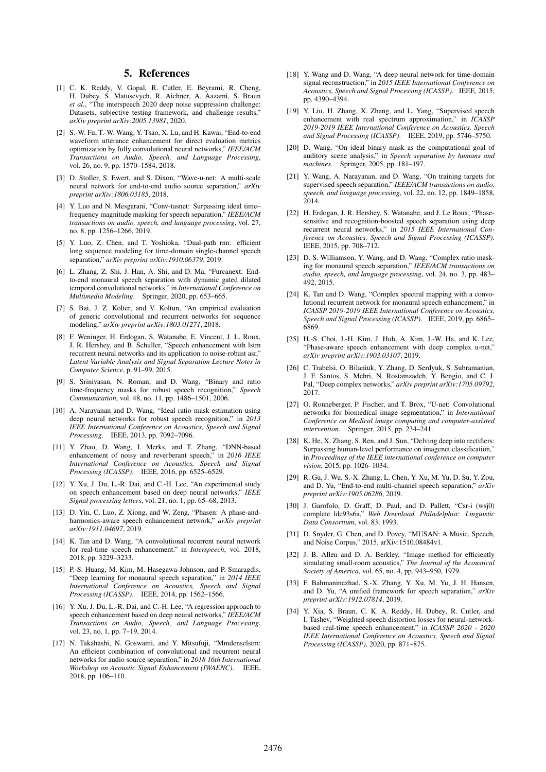## 5. References

[1] C. K. Reddy, V. Gopal, R. Cutler, E. Beyrami, R. Cheng, H. Dubey, S. Matusevych, R. Aichner, A. Aazami, S. Braun *et al.*, "The interspeech 2020 deep noise suppression challenge: Datasets, subjective testing framework, and challenge results," *arXiv preprint arXiv:2005.13981*, 2020.

[2] S.-W. Fu, T.-W. Wang, Y. Tsao, X. Lu, and H. Kawai, "End-to-end waveform utterance enhancement for direct evaluation metrics optimization by fully convolutional neural networks," *IEEE/ACM Transactions on Audio, Speech, and Language Processing*, vol. 26, no. 9, pp. 1570–1584, 2018.

[3] D. Stoller, S. Ewert, and S. Dixon, "Wave-u-net: A multi-scale neural network for end-to-end audio source separation," *arXiv preprint arXiv:1806.03185*, 2018.

[4] Y. Luo and N. Mesgarani, "Conv-tasnet: Surpassing ideal time–frequency magnitude masking for speech separation," *IEEE/ACM transactions on audio, speech, and language processing*, vol. 27, no. 8, pp. 1256–1266, 2019.

[5] Y. Luo, Z. Chen, and T. Yoshioka, "Dual-path rnn: efficient long sequence modeling for time-domain single-channel speech separation," *arXiv preprint arXiv:1910.06379*, 2019.

[6] L. Zhang, Z. Shi, J. Han, A. Shi, and D. Ma, "Furcanext: End-to-end monaural speech separation with dynamic gated dilated temporal convolutional networks," in *International Conference on Multimedia Modeling*. Springer, 2020, pp. 653–665.

[7] S. Bai, J. Z. Kolter, and V. Koltun, "An empirical evaluation of generic convolutional and recurrent networks for sequence modeling," *arXiv preprint arXiv:1803.01271*, 2018.

[8] F. Weninger, H. Erdogan, S. Watanabe, E. Vincent, J. L. Roux, J. R. Hershey, and B. Schuller, "Speech enhancement with lstm recurrent neural networks and its application to noise-robust asr," *Latent Variable Analysis and Signal Separation Lecture Notes in Computer Science*, p. 91–99, 2015.

[9] S. Srinivasan, N. Roman, and D. Wang, "Binary and ratio time-frequency masks for robust speech recognition," *Speech Communication*, vol. 48, no. 11, pp. 1486–1501, 2006.

[10] A. Narayanan and D. Wang, "Ideal ratio mask estimation using deep neural networks for robust speech recognition," in *2013 IEEE International Conference on Acoustics, Speech and Signal Processing*. IEEE, 2013, pp. 7092–7096.

[11] Y. Zhao, D. Wang, I. Merks, and T. Zhang, "DNN-based enhancement of noisy and reverberant speech," in *2016 IEEE International Conference on Acoustics, Speech and Signal Processing (ICASSP)*. IEEE, 2016, pp. 6525–6529.

[12] Y. Xu, J. Du, L.-R. Dai, and C.-H. Lee, "An experimental study on speech enhancement based on deep neural networks," *IEEE Signal processing letters*, vol. 21, no. 1, pp. 65–68, 2013.

[13] D. Yin, C. Luo, Z. Xiong, and W. Zeng, "Phasen: A phase-and-harmonics-aware speech enhancement network," *arXiv preprint arXiv:1911.04697*, 2019.

[14] K. Tan and D. Wang, "A convolutional recurrent neural network for real-time speech enhancement." in *Interspeech*, vol. 2018, 2018, pp. 3229–3233.

[15] P.-S. Huang, M. Kim, M. Hasegawa-Johnson, and P. Smaragdis, "Deep learning for monaural speech separation," in *2014 IEEE International Conference on Acoustics, Speech and Signal Processing (ICASSP)*. IEEE, 2014, pp. 1562–1566.

[16] Y. Xu, J. Du, L.-R. Dai, and C.-H. Lee, "A regression approach to speech enhancement based on deep neural networks," *IEEE/ACM Transactions on Audio, Speech, and Language Processing*, vol. 23, no. 1, pp. 7–19, 2014.

[17] N. Takahashi, N. Goswami, and Y. Mitsufuji, "Mmdenselstm: An efficient combination of convolutional and recurrent neural networks for audio source separation," in *2018 16th International Workshop on Acoustic Signal Enhancement (IWAENC)*. IEEE, 2018, pp. 106–110.

[18] Y. Wang and D. Wang, "A deep neural network for time-domain signal reconstruction," in *2015 IEEE International Conference on Acoustics, Speech and Signal Processing (ICASSP)*. IEEE, 2015, pp. 4390–4394.

[19] Y. Liu, H. Zhang, X. Zhang, and L. Yang, "Supervised speech enhancement with real spectrum approximation," in *ICASSP 2019-2019 IEEE International Conference on Acoustics, Speech and Signal Processing (ICASSP)*. IEEE, 2019, pp. 5746–5750.

[20] D. Wang, "On ideal binary mask as the computational goal of auditory scene analysis," in *Speech separation by humans and machines*. Springer, 2005, pp. 181–197.

[21] Y. Wang, A. Narayanan, and D. Wang, "On training targets for supervised speech separation," *IEEE/ACM transactions on audio, speech, and language processing*, vol. 22, no. 12, pp. 1849–1858, 2014.

[22] H. Erdogan, J. R. Hershey, S. Watanabe, and J. Le Roux, "Phase-sensitive and recognition-boosted speech separation using deep recurrent neural networks," in *2015 IEEE International Conference on Acoustics, Speech and Signal Processing (ICASSP)*. IEEE, 2015, pp. 708–712.

[23] D. S. Williamson, Y. Wang, and D. Wang, "Complex ratio masking for monaural speech separation," *IEEE/ACM transactions on audio, speech, and language processing*, vol. 24, no. 3, pp. 483–492, 2015.

[24] K. Tan and D. Wang, "Complex spectral mapping with a convolutional recurrent network for monaural speech enhancement," in *ICASSP 2019-2019 IEEE International Conference on Acoustics, Speech and Signal Processing (ICASSP)*. IEEE, 2019, pp. 6865–6869.

[25] H.-S. Choi, J.-H. Kim, J. Huh, A. Kim, J.-W. Ha, and K. Lee, "Phase-aware speech enhancement with deep complex u-net," *arXiv preprint arXiv:1903.03107*, 2019.

[26] C. Trabelsi, O. Bilaniuk, Y. Zhang, D. Serdyuk, S. Subramanian, J. F. Santos, S. Mehri, N. Rostamzadeh, Y. Bengio, and C. J. Pal, "Deep complex networks," *arXiv preprint arXiv:1705.09792*, 2017.

[27] O. Ronneberger, P. Fischer, and T. Brox, "U-net: Convolutional networks for biomedical image segmentation," in *International Conference on Medical image computing and computer-assisted intervention*. Springer, 2015, pp. 234–241.

[28] K. He, X. Zhang, S. Ren, and J. Sun, "Delving deep into rectifiers: Surpassing human-level performance on imagenet classification," in *Proceedings of the IEEE international conference on computer vision*, 2015, pp. 1026–1034.

[29] R. Gu, J. Wu, S.-X. Zhang, L. Chen, Y. Xu, M. Yu, D. Su, Y. Zou, and D. Yu, "End-to-end multi-channel speech separation," *arXiv preprint arXiv:1905.06286*, 2019.

[30] J. Garofolo, D. Graff, D. Paul, and D. Pallett, "Csr-i (wsj0) complete ldc93s6a," *Web Download. Philadelphia: Linguistic Data Consortium*, vol. 83, 1993.

[31] D. Snyder, G. Chen, and D. Povey, "MUSAN: A Music, Speech, and Noise Corpus," 2015, arXiv:1510.08484v1.

[32] J. B. Allen and D. A. Berkley, "Image method for efficiently simulating small-room acoustics," *The Journal of the Acoustical Society of America*, vol. 65, no. 4, pp. 943–950, 1979.

[33] F. Bahmaninezhad, S.-X. Zhang, Y. Xu, M. Yu, J. H. Hansen, and D. Yu, "A unified framework for speech separation," *arXiv preprint arXiv:1912.07814*, 2019.

[34] Y. Xia, S. Braun, C. K. A. Reddy, H. Dubey, R. Cutler, and I. Tashev, "Weighted speech distortion losses for neural-network-based real-time speech enhancement," in *ICASSP 2020 - 2020 IEEE International Conference on Acoustics, Speech and Signal Processing (ICASSP)*, 2020, pp. 871–875.